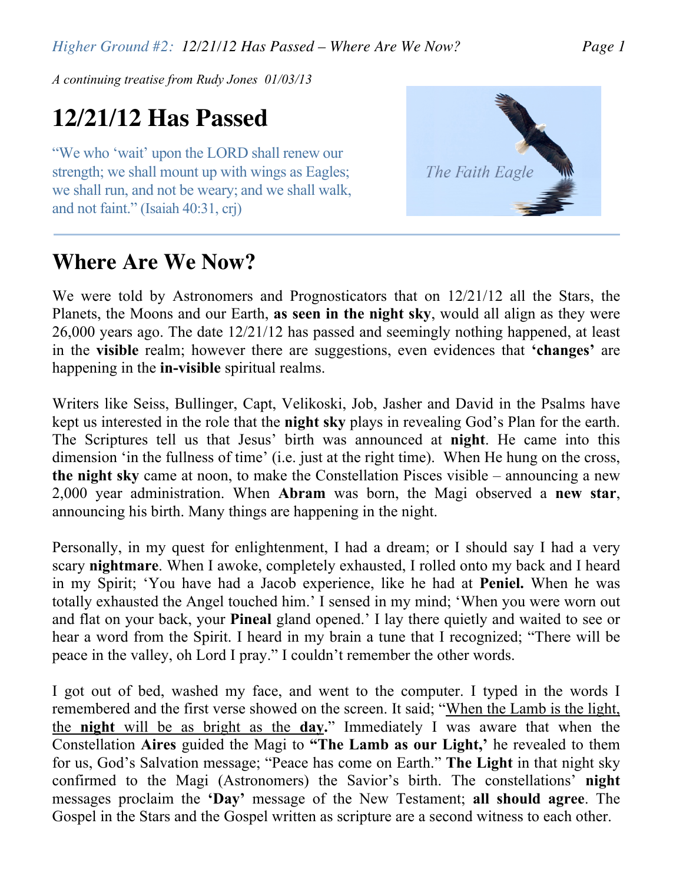*A continuing treatise from Rudy Jones 01/03/13*

# 12/21/12 Has Passed

"We who 'wait' upon the LORD shall renew our strength; we shall mount up with wings as Eagles; we shall run, and not be weary; and we shall walk, and not faint." (Isaiah 40:31, crj)

The Faith Eagle

## Where Are We Now?

We were told by Astronomers and Prognosticators that on 12/21/12 all the Stars, the Planets, the Moons and our Earth, **as seen in the night sky**, would all align as they were 26,000 years ago. The date 12/21/12 has passed and seemingly nothing happened, at least in the **visible** realm; however there are suggestions, even evidences that **'changes'** are happening in the **in-visible** spiritual realms.

Writers like Seiss, Bullinger, Capt, Velikoski, Job, Jasher and David in the Psalms have kept us interested in the role that the **night sky** plays in revealing God's Plan for the earth. The Scriptures tell us that Jesus' birth was announced at **night**. He came into this dimension 'in the fullness of time' (i.e. just at the right time). When He hung on the cross, **the night sky** came at noon, to make the Constellation Pisces visible – announcing a new 2,000 year administration. When **Abram** was born, the Magi observed a **new star**, announcing his birth. Many things are happening in the night.

Personally, in my quest for enlightenment, I had a dream; or I should say I had a very scary **nightmare**. When I awoke, completely exhausted, I rolled onto my back and I heard in my Spirit; 'You have had a Jacob experience, like he had at **Peniel.** When he was totally exhausted the Angel touched him.' I sensed in my mind; 'When you were worn out and flat on your back, your **Pineal** gland opened.' I lay there quietly and waited to see or hear a word from the Spirit. I heard in my brain a tune that I recognized; "There will be peace in the valley, oh Lord I pray." I couldn't remember the other words.

I got out of bed, washed my face, and went to the computer. I typed in the words I remembered and the first verse showed on the screen. It said; "When the Lamb is the light, the **night** will be as bright as the **day**." Immediately I was aware that when the Constellation **Aires** guided the Magi to **"The Lamb as our Light,'** he revealed to them for us, God's Salvation message; "Peace has come on Earth." **The Light** in that night sky confirmed to the Magi (Astronomers) the Savior's birth. The constellations' **night** messages proclaim the **'Day'** message of the New Testament; **all should agree**. The Gospel in the Stars and the Gospel written as scripture are a second witness to each other.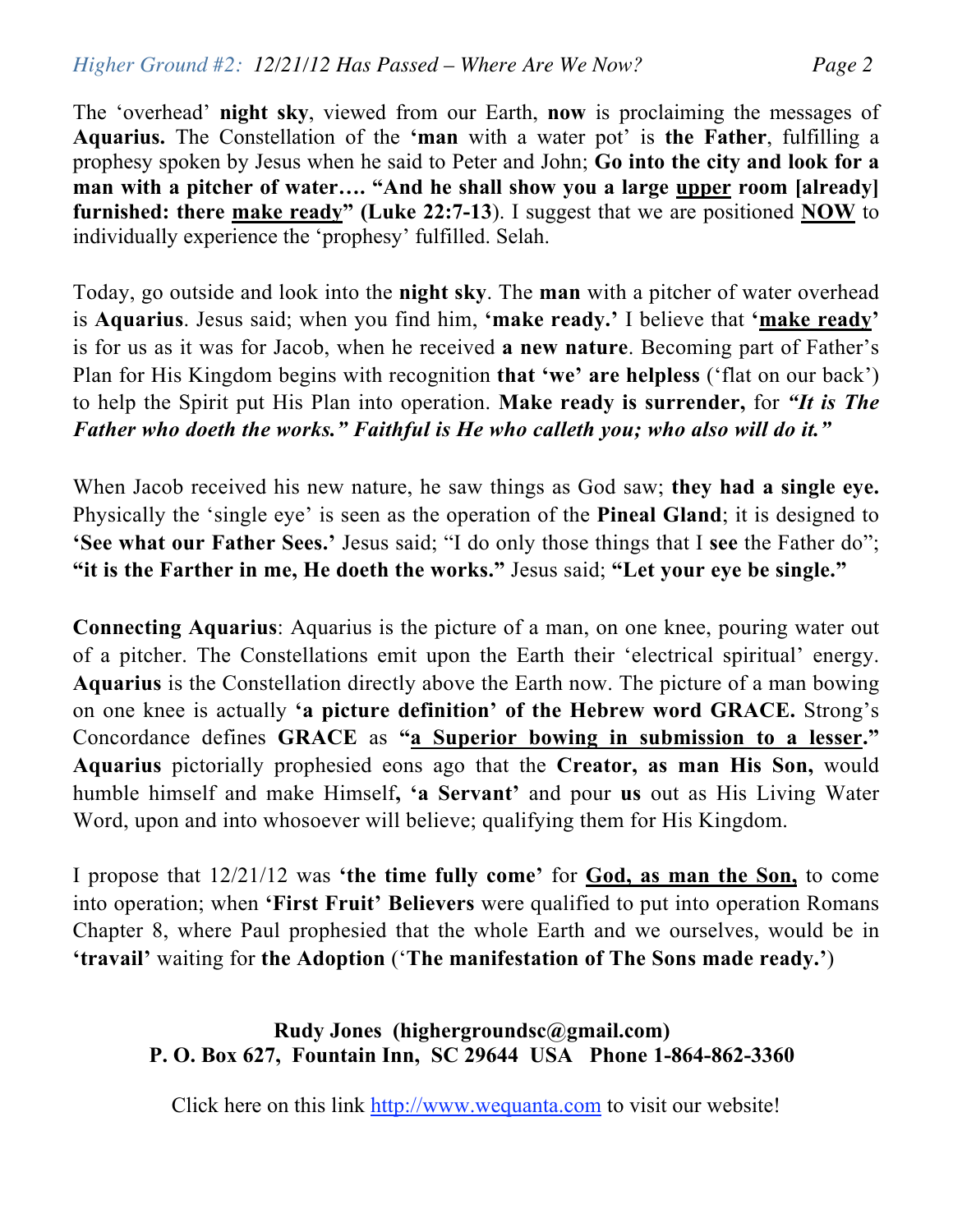The 'overhead' **night sky**, viewed from our Earth, **now** is proclaiming the messages of **Aquarius.** The Constellation of the **'man** with a water pot' is **the Father**, fulfilling a prophesy spoken by Jesus when he said to Peter and John; **Go into the city and look for a man with a pitcher of water…. "And he shall show you a large <u>upper</u> room [already] furnished: there <u>make ready</u>" (Luke 22:7-13**). I suggest that we are positioned **<u>NOW</u>** to individually experience the 'prophesy' fulfilled. Selah.

Today, go outside and look into the **night sky**. The **man** with a pitcher of water overhead is **Aquarius**. Jesus said; when you find him, **'make ready.'** I believe that **'<u>make ready</u>'** is for us as it was for Jacob, when he received **a new nature**. Becoming part of Father's Plan for His Kingdom begins with recognition **that 'we' are helpless** ('flat on our back') to help the Spirit put His Plan into operation. **Make ready is surrender,** for ***"It is The Father who doeth the works." Faithful is He who calleth you; who also will do it."***

When Jacob received his new nature, he saw things as God saw; **they had a single eye.** Physically the 'single eye' is seen as the operation of the **Pineal Gland**; it is designed to **'See what our Father Sees.'** Jesus said; "I do only those things that I **see** the Father do"; **"it is the Farther in me, He doeth the works."** Jesus said; **"Let your eye be single."**

**Connecting Aquarius**: Aquarius is the picture of a man, on one knee, pouring water out of a pitcher. The Constellations emit upon the Earth their 'electrical spiritual' energy. **Aquarius** is the Constellation directly above the Earth now. The picture of a man bowing on one knee is actually **'a picture definition' of the Hebrew word GRACE.** Strong's Concordance defines **GRACE** as **"<u>a Superior bowing in submission to a lesser</u>." Aquarius** pictorially prophesied eons ago that the **Creator, as man His Son,** would humble himself and make Himself**, 'a Servant'** and pour **us** out as His Living Water Word, upon and into whosoever will believe; qualifying them for His Kingdom.

I propose that 12/21/12 was **'the time fully come'** for **<u>God, as man the Son,</u>** to come into operation; when **'First Fruit' Believers** were qualified to put into operation Romans Chapter 8, where Paul prophesied that the whole Earth and we ourselves, would be in **'travail'** waiting for **the Adoption** ('**The manifestation of The Sons made ready.'**)

**Rudy Jones (highergroundsc@gmail.com)**
**P. O. Box 627, Fountain Inn, SC 29644 USA Phone 1-864-862-3360**

Click here on this link http://www.wequanta.com to visit our website!